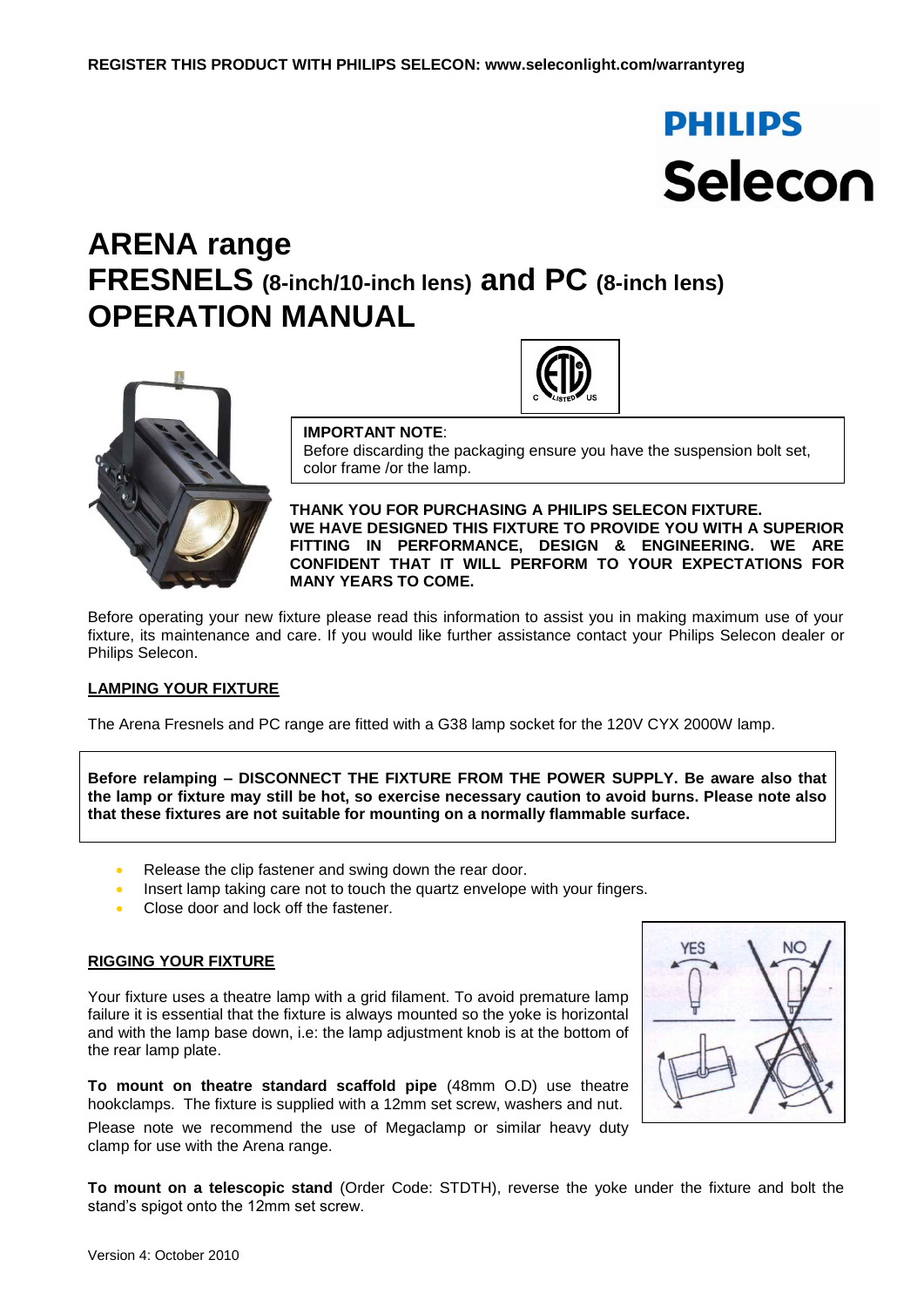REGISTER THIS PRODUCT WITH PHILIPS SELECON: www.seleconlight.com/warrantyreg

PHILIPS Selecon

# ARENA range FRESNELS (8-inch/10-inch lens) and PC (8-inch lens) OPERATION MANUAL

**IMPORTANT NOTE**:
Before discarding the packaging ensure you have the suspension bolt set, color frame /or the lamp.

**THANK YOU FOR PURCHASING A PHILIPS SELECON FIXTURE. WE HAVE DESIGNED THIS FIXTURE TO PROVIDE YOU WITH A SUPERIOR FITTING IN PERFORMANCE, DESIGN & ENGINEERING. WE ARE CONFIDENT THAT IT WILL PERFORM TO YOUR EXPECTATIONS FOR MANY YEARS TO COME.**

Before operating your new fixture please read this information to assist you in making maximum use of your fixture, its maintenance and care. If you would like further assistance contact your Philips Selecon dealer or Philips Selecon.

## LAMPING YOUR FIXTURE

The Arena Fresnels and PC range are fitted with a G38 lamp socket for the 120V CYX 2000W lamp.

**Before relamping – DISCONNECT THE FIXTURE FROM THE POWER SUPPLY. Be aware also that the lamp or fixture may still be hot, so exercise necessary caution to avoid burns. Please note also that these fixtures are not suitable for mounting on a normally flammable surface.**

- Release the clip fastener and swing down the rear door.
- Insert lamp taking care not to touch the quartz envelope with your fingers.
- Close door and lock off the fastener.

## RIGGING YOUR FIXTURE

Your fixture uses a theatre lamp with a grid filament. To avoid premature lamp failure it is essential that the fixture is always mounted so the yoke is horizontal and with the lamp base down, i.e: the lamp adjustment knob is at the bottom of the rear lamp plate.

YES NO

**To mount on theatre standard scaffold pipe** (48mm O.D) use theatre hookclamps. The fixture is supplied with a 12mm set screw, washers and nut.

Please note we recommend the use of Megaclamp or similar heavy duty clamp for use with the Arena range.

**To mount on a telescopic stand** (Order Code: STDTH), reverse the yoke under the fixture and bolt the stand's spigot onto the 12mm set screw.

Version 4: October 2010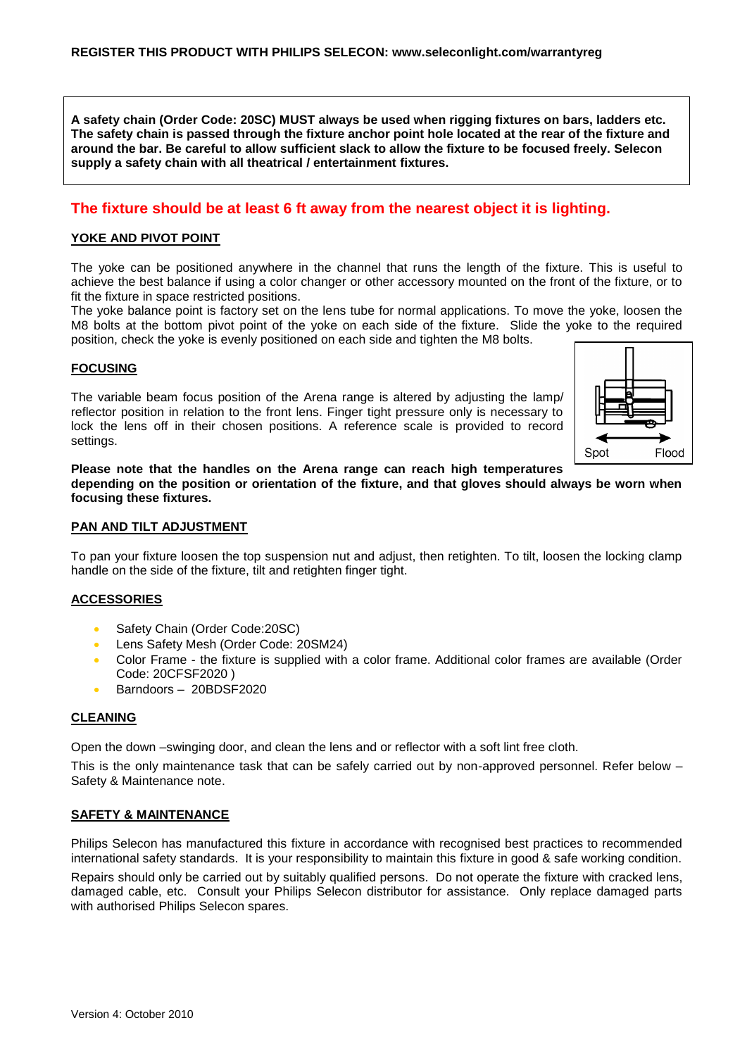**REGISTER THIS PRODUCT WITH PHILIPS SELECON: www.seleconlight.com/warrantyreg**

**A safety chain (Order Code: 20SC) MUST always be used when rigging fixtures on bars, ladders etc. The safety chain is passed through the fixture anchor point hole located at the rear of the fixture and around the bar. Be careful to allow sufficient slack to allow the fixture to be focused freely. Selecon supply a safety chain with all theatrical / entertainment fixtures.**

**The fixture should be at least 6 ft away from the nearest object it is lighting.**

## YOKE AND PIVOT POINT

The yoke can be positioned anywhere in the channel that runs the length of the fixture. This is useful to achieve the best balance if using a color changer or other accessory mounted on the front of the fixture, or to fit the fixture in space restricted positions.

The yoke balance point is factory set on the lens tube for normal applications. To move the yoke, loosen the M8 bolts at the bottom pivot point of the yoke on each side of the fixture. Slide the yoke to the required position, check the yoke is evenly positioned on each side and tighten the M8 bolts.

## FOCUSING

The variable beam focus position of the Arena range is altered by adjusting the lamp/ reflector position in relation to the front lens. Finger tight pressure only is necessary to lock the lens off in their chosen positions. A reference scale is provided to record settings.

Spot Flood

**Please note that the handles on the Arena range can reach high temperatures depending on the position or orientation of the fixture, and that gloves should always be worn when focusing these fixtures.**

## PAN AND TILT ADJUSTMENT

To pan your fixture loosen the top suspension nut and adjust, then retighten. To tilt, loosen the locking clamp handle on the side of the fixture, tilt and retighten finger tight.

## ACCESSORIES

- Safety Chain (Order Code:20SC)
- Lens Safety Mesh (Order Code: 20SM24)
- Color Frame - the fixture is supplied with a color frame. Additional color frames are available (Order Code: 20CFSF2020 )
- Barndoors – 20BDSF2020

## CLEANING

Open the down –swinging door, and clean the lens and or reflector with a soft lint free cloth.

This is the only maintenance task that can be safely carried out by non-approved personnel. Refer below – Safety & Maintenance note.

## SAFETY & MAINTENANCE

Philips Selecon has manufactured this fixture in accordance with recognised best practices to recommended international safety standards. It is your responsibility to maintain this fixture in good & safe working condition.

Repairs should only be carried out by suitably qualified persons. Do not operate the fixture with cracked lens, damaged cable, etc. Consult your Philips Selecon distributor for assistance. Only replace damaged parts with authorised Philips Selecon spares.

Version 4: October 2010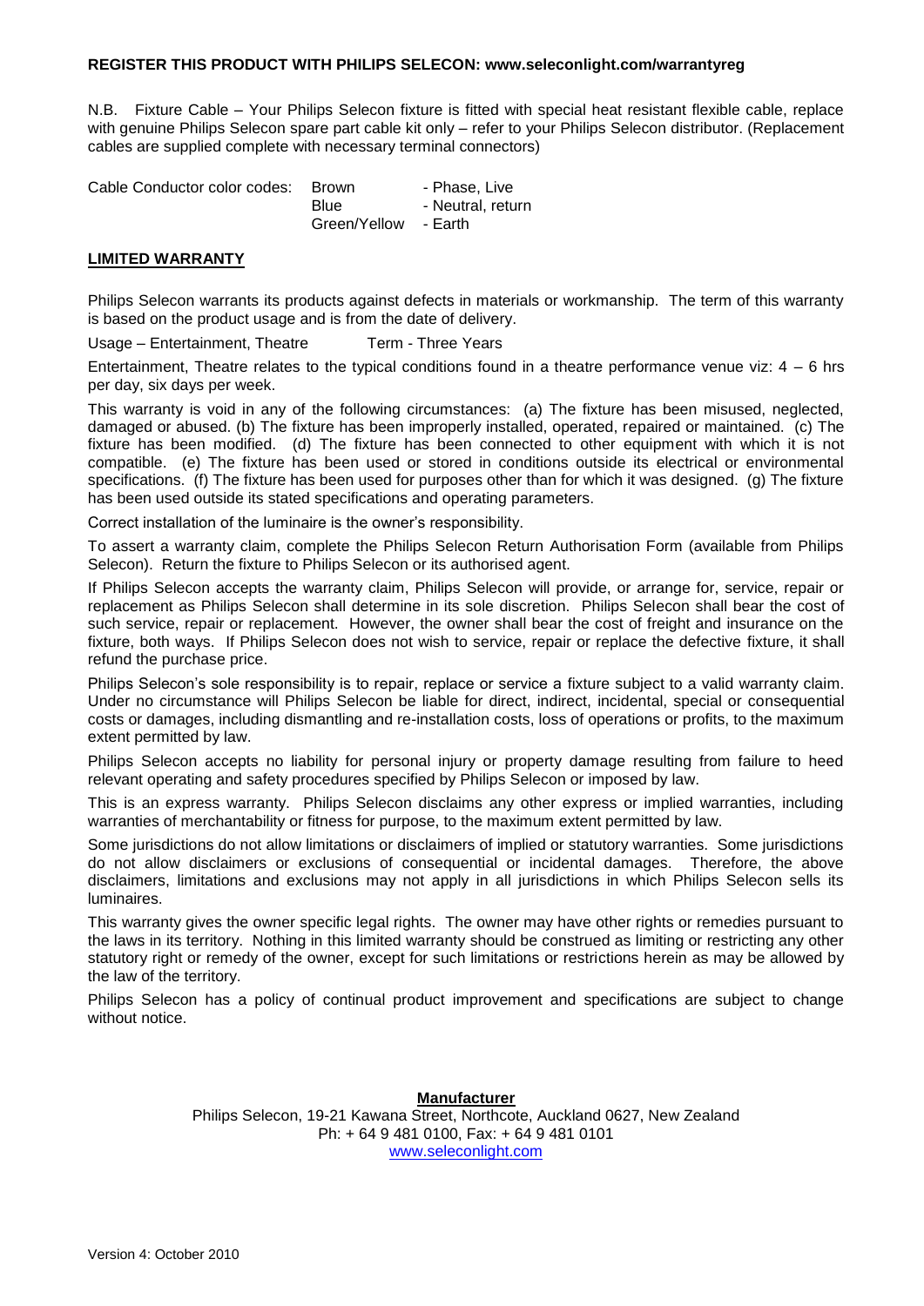**REGISTER THIS PRODUCT WITH PHILIPS SELECON: www.seleconlight.com/warrantyreg**

N.B. Fixture Cable – Your Philips Selecon fixture is fitted with special heat resistant flexible cable, replace with genuine Philips Selecon spare part cable kit only – refer to your Philips Selecon distributor. (Replacement cables are supplied complete with necessary terminal connectors)

| | | |
|---|---|---|
| Cable Conductor color codes: | Brown | - Phase, Live |
| | Blue | - Neutral, return |
| | Green/Yellow | - Earth |

## LIMITED WARRANTY

Philips Selecon warrants its products against defects in materials or workmanship. The term of this warranty is based on the product usage and is from the date of delivery.

Usage – Entertainment, Theatre Term - Three Years

Entertainment, Theatre relates to the typical conditions found in a theatre performance venue viz: 4 – 6 hrs per day, six days per week.

This warranty is void in any of the following circumstances: (a) The fixture has been misused, neglected, damaged or abused. (b) The fixture has been improperly installed, operated, repaired or maintained. (c) The fixture has been modified. (d) The fixture has been connected to other equipment with which it is not compatible. (e) The fixture has been used or stored in conditions outside its electrical or environmental specifications. (f) The fixture has been used for purposes other than for which it was designed. (g) The fixture has been used outside its stated specifications and operating parameters.

Correct installation of the luminaire is the owner's responsibility.

To assert a warranty claim, complete the Philips Selecon Return Authorisation Form (available from Philips Selecon). Return the fixture to Philips Selecon or its authorised agent.

If Philips Selecon accepts the warranty claim, Philips Selecon will provide, or arrange for, service, repair or replacement as Philips Selecon shall determine in its sole discretion. Philips Selecon shall bear the cost of such service, repair or replacement. However, the owner shall bear the cost of freight and insurance on the fixture, both ways. If Philips Selecon does not wish to service, repair or replace the defective fixture, it shall refund the purchase price.

Philips Selecon's sole responsibility is to repair, replace or service a fixture subject to a valid warranty claim. Under no circumstance will Philips Selecon be liable for direct, indirect, incidental, special or consequential costs or damages, including dismantling and re-installation costs, loss of operations or profits, to the maximum extent permitted by law.

Philips Selecon accepts no liability for personal injury or property damage resulting from failure to heed relevant operating and safety procedures specified by Philips Selecon or imposed by law.

This is an express warranty. Philips Selecon disclaims any other express or implied warranties, including warranties of merchantability or fitness for purpose, to the maximum extent permitted by law.

Some jurisdictions do not allow limitations or disclaimers of implied or statutory warranties. Some jurisdictions do not allow disclaimers or exclusions of consequential or incidental damages. Therefore, the above disclaimers, limitations and exclusions may not apply in all jurisdictions in which Philips Selecon sells its luminaires.

This warranty gives the owner specific legal rights. The owner may have other rights or remedies pursuant to the laws in its territory. Nothing in this limited warranty should be construed as limiting or restricting any other statutory right or remedy of the owner, except for such limitations or restrictions herein as may be allowed by the law of the territory.

Philips Selecon has a policy of continual product improvement and specifications are subject to change without notice.

**Manufacturer**

Philips Selecon, 19-21 Kawana Street, Northcote, Auckland 0627, New Zealand
Ph: + 64 9 481 0100, Fax: + 64 9 481 0101
www.seleconlight.com

Version 4: October 2010